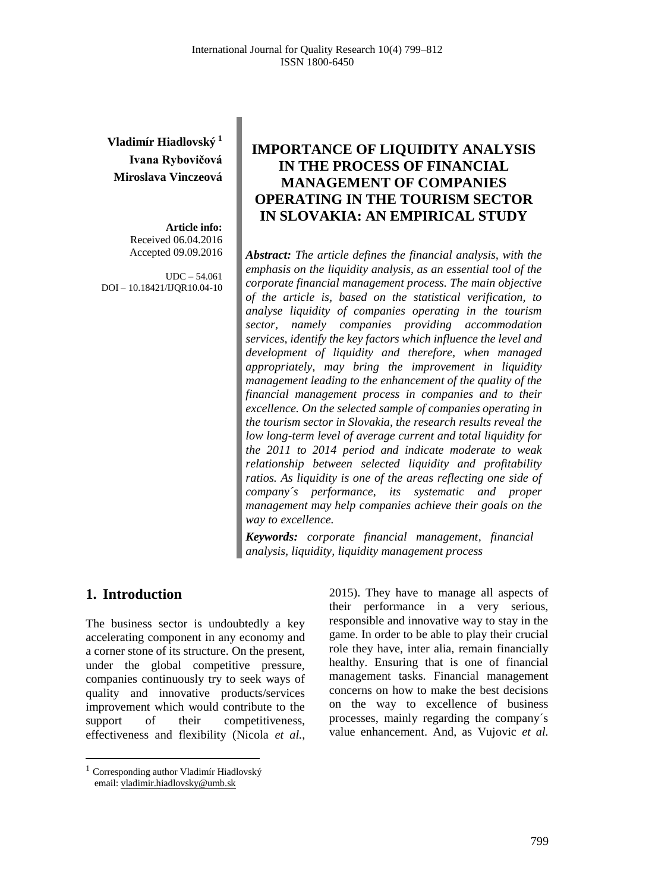**Vladimír Hiadlovský** [1]
**Ivana Rybovičová**
**Miroslava Vinczeová**

**Article info:**
Received 06.04.2016
Accepted 09.09.2016

UDC – 54.061
DOI – 10.18421/IJQR10.04-10

# IMPORTANCE OF LIQUIDITY ANALYSIS IN THE PROCESS OF FINANCIAL MANAGEMENT OF COMPANIES OPERATING IN THE TOURISM SECTOR IN SLOVAKIA: AN EMPIRICAL STUDY

***Abstract:*** *The article defines the financial analysis, with the emphasis on the liquidity analysis, as an essential tool of the corporate financial management process. The main objective of the article is, based on the statistical verification, to analyse liquidity of companies operating in the tourism sector, namely companies providing accommodation services, identify the key factors which influence the level and development of liquidity and therefore, when managed appropriately, may bring the improvement in liquidity management leading to the enhancement of the quality of the financial management process in companies and to their excellence. On the selected sample of companies operating in the tourism sector in Slovakia, the research results reveal the low long-term level of average current and total liquidity for the 2011 to 2014 period and indicate moderate to weak relationship between selected liquidity and profitability ratios. As liquidity is one of the areas reflecting one side of company´s performance, its systematic and proper management may help companies achieve their goals on the way to excellence.*

***Keywords:*** *corporate financial management, financial analysis, liquidity, liquidity management process*

## 1. Introduction

The business sector is undoubtedly a key accelerating component in any economy and a corner stone of its structure. On the present, under the global competitive pressure, companies continuously try to seek ways of quality and innovative products/services improvement which would contribute to the support of their competitiveness, effectiveness and flexibility (Nicola *et al.*, 2015). They have to manage all aspects of their performance in a very serious, responsible and innovative way to stay in the game. In order to be able to play their crucial role they have, inter alia, remain financially healthy. Ensuring that is one of financial management tasks. Financial management concerns on how to make the best decisions on the way to excellence of business processes, mainly regarding the company´s value enhancement. And, as Vujovic *et al.*

[1] Corresponding author Vladimír Hiadlovský
email: vladimir.hiadlovsky@umb.sk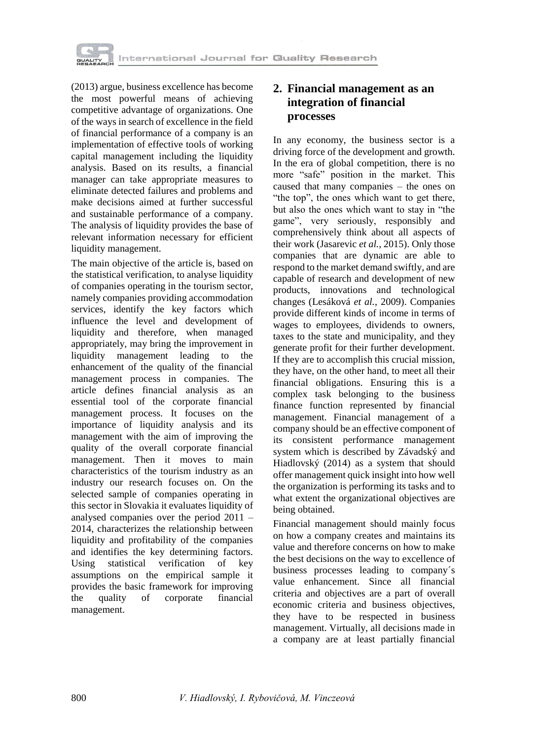(2013) argue, business excellence has become the most powerful means of achieving competitive advantage of organizations. One of the ways in search of excellence in the field of financial performance of a company is an implementation of effective tools of working capital management including the liquidity analysis. Based on its results, a financial manager can take appropriate measures to eliminate detected failures and problems and make decisions aimed at further successful and sustainable performance of a company. The analysis of liquidity provides the base of relevant information necessary for efficient liquidity management.

The main objective of the article is, based on the statistical verification, to analyse liquidity of companies operating in the tourism sector, namely companies providing accommodation services, identify the key factors which influence the level and development of liquidity and therefore, when managed appropriately, may bring the improvement in liquidity management leading to the enhancement of the quality of the financial management process in companies. The article defines financial analysis as an essential tool of the corporate financial management process. It focuses on the importance of liquidity analysis and its management with the aim of improving the quality of the overall corporate financial management. Then it moves to main characteristics of the tourism industry as an industry our research focuses on. On the selected sample of companies operating in this sector in Slovakia it evaluates liquidity of analysed companies over the period 2011 – 2014, characterizes the relationship between liquidity and profitability of the companies and identifies the key determining factors. Using statistical verification of key assumptions on the empirical sample it provides the basic framework for improving the quality of corporate financial management.

## 2. Financial management as an integration of financial processes

In any economy, the business sector is a driving force of the development and growth. In the era of global competition, there is no more "safe" position in the market. This caused that many companies – the ones on "the top", the ones which want to get there, but also the ones which want to stay in "the game", very seriously, responsibly and comprehensively think about all aspects of their work (Jasarevic *et al.*, 2015). Only those companies that are dynamic are able to respond to the market demand swiftly, and are capable of research and development of new products, innovations and technological changes (Lesáková *et al.*, 2009). Companies provide different kinds of income in terms of wages to employees, dividends to owners, taxes to the state and municipality, and they generate profit for their further development. If they are to accomplish this crucial mission, they have, on the other hand, to meet all their financial obligations. Ensuring this is a complex task belonging to the business finance function represented by financial management. Financial management of a company should be an effective component of its consistent performance management system which is described by Závadský and Hiadlovský (2014) as a system that should offer management quick insight into how well the organization is performing its tasks and to what extent the organizational objectives are being obtained.

Financial management should mainly focus on how a company creates and maintains its value and therefore concerns on how to make the best decisions on the way to excellence of business processes leading to company´s value enhancement. Since all financial criteria and objectives are a part of overall economic criteria and business objectives, they have to be respected in business management. Virtually, all decisions made in a company are at least partially financial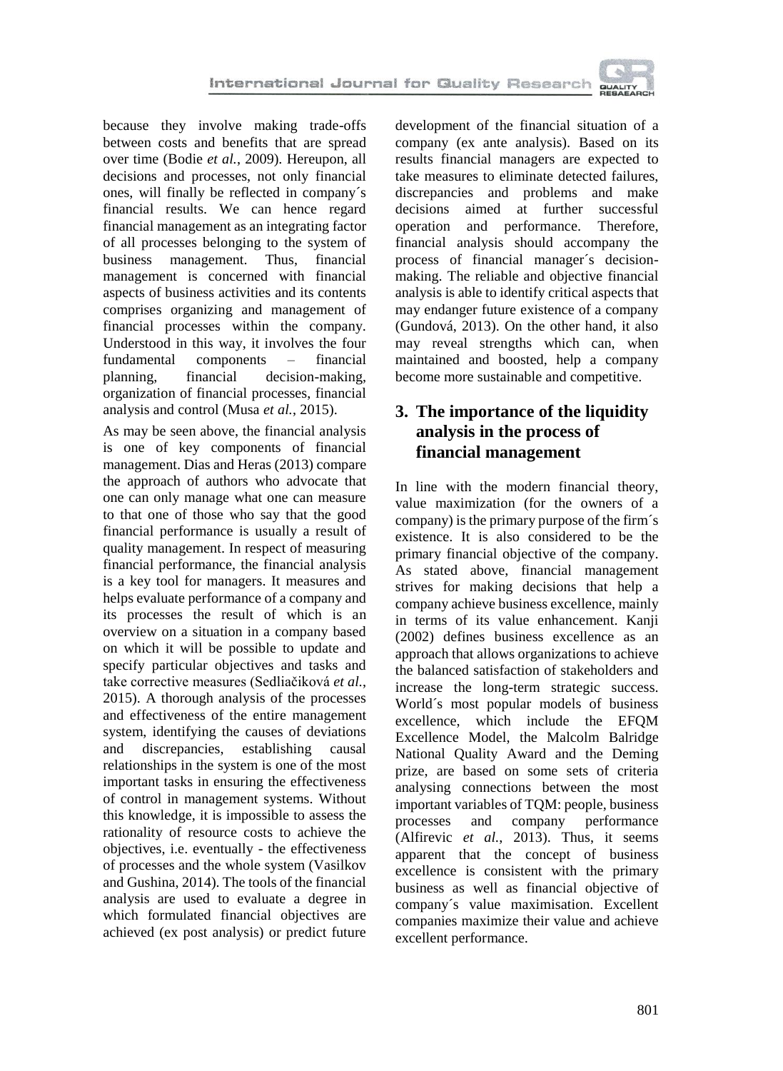because they involve making trade-offs between costs and benefits that are spread over time (Bodie *et al.*, 2009). Hereupon, all decisions and processes, not only financial ones, will finally be reflected in company´s financial results. We can hence regard financial management as an integrating factor of all processes belonging to the system of business management. Thus, financial management is concerned with financial aspects of business activities and its contents comprises organizing and management of financial processes within the company. Understood in this way, it involves the four fundamental components – financial planning, financial decision-making, organization of financial processes, financial analysis and control (Musa *et al.*, 2015).

As may be seen above, the financial analysis is one of key components of financial management. Dias and Heras (2013) compare the approach of authors who advocate that one can only manage what one can measure to that one of those who say that the good financial performance is usually a result of quality management. In respect of measuring financial performance, the financial analysis is a key tool for managers. It measures and helps evaluate performance of a company and its processes the result of which is an overview on a situation in a company based on which it will be possible to update and specify particular objectives and tasks and take corrective measures (Sedliačiková *et al.*, 2015). A thorough analysis of the processes and effectiveness of the entire management system, identifying the causes of deviations and discrepancies, establishing causal relationships in the system is one of the most important tasks in ensuring the effectiveness of control in management systems. Without this knowledge, it is impossible to assess the rationality of resource costs to achieve the objectives, i.e. eventually - the effectiveness of processes and the whole system (Vasilkov and Gushina, 2014). The tools of the financial analysis are used to evaluate a degree in which formulated financial objectives are achieved (ex post analysis) or predict future development of the financial situation of a company (ex ante analysis). Based on its results financial managers are expected to take measures to eliminate detected failures, discrepancies and problems and make decisions aimed at further successful operation and performance. Therefore, financial analysis should accompany the process of financial manager´s decision-making. The reliable and objective financial analysis is able to identify critical aspects that may endanger future existence of a company (Gundová, 2013). On the other hand, it also may reveal strengths which can, when maintained and boosted, help a company become more sustainable and competitive.

## 3. The importance of the liquidity analysis in the process of financial management

In line with the modern financial theory, value maximization (for the owners of a company) is the primary purpose of the firm´s existence. It is also considered to be the primary financial objective of the company. As stated above, financial management strives for making decisions that help a company achieve business excellence, mainly in terms of its value enhancement. Kanji (2002) defines business excellence as an approach that allows organizations to achieve the balanced satisfaction of stakeholders and increase the long-term strategic success. World´s most popular models of business excellence, which include the EFQM Excellence Model, the Malcolm Balridge National Quality Award and the Deming prize, are based on some sets of criteria analysing connections between the most important variables of TQM: people, business processes and company performance (Alfirevic *et al.*, 2013). Thus, it seems apparent that the concept of business excellence is consistent with the primary business as well as financial objective of company´s value maximisation. Excellent companies maximize their value and achieve excellent performance.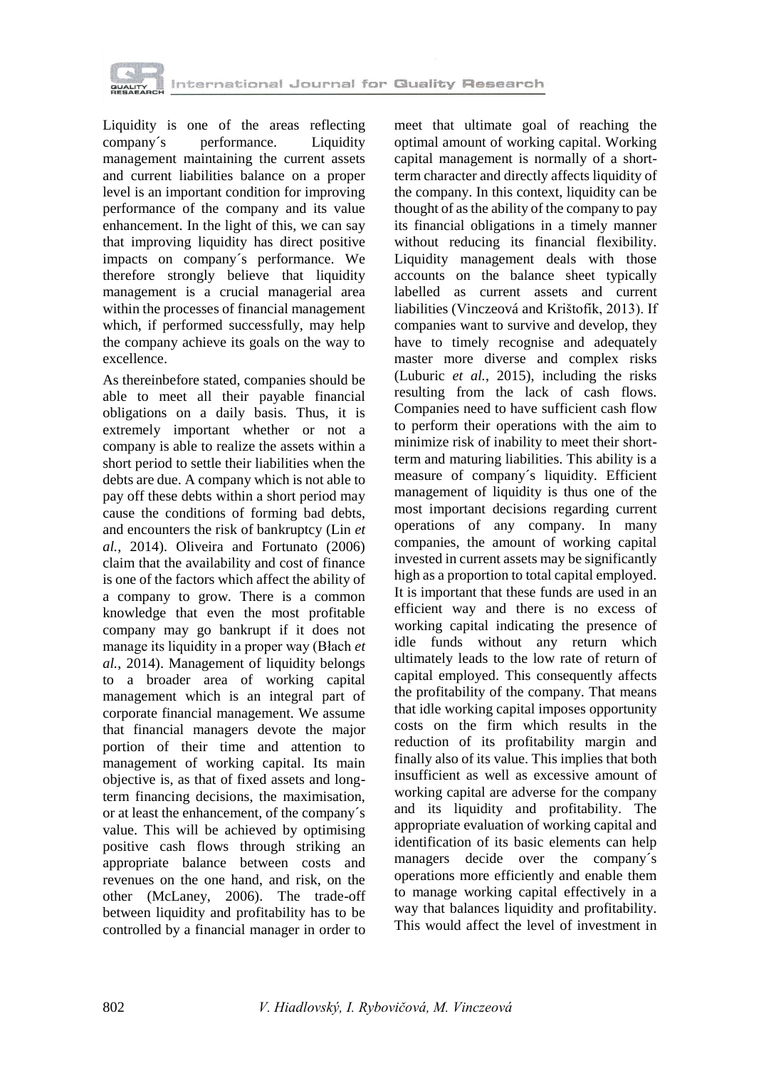Liquidity is one of the areas reflecting company´s performance. Liquidity management maintaining the current assets and current liabilities balance on a proper level is an important condition for improving performance of the company and its value enhancement. In the light of this, we can say that improving liquidity has direct positive impacts on company´s performance. We therefore strongly believe that liquidity management is a crucial managerial area within the processes of financial management which, if performed successfully, may help the company achieve its goals on the way to excellence.

As thereinbefore stated, companies should be able to meet all their payable financial obligations on a daily basis. Thus, it is extremely important whether or not a company is able to realize the assets within a short period to settle their liabilities when the debts are due. A company which is not able to pay off these debts within a short period may cause the conditions of forming bad debts, and encounters the risk of bankruptcy (Lin *et al.*, 2014). Oliveira and Fortunato (2006) claim that the availability and cost of finance is one of the factors which affect the ability of a company to grow. There is a common knowledge that even the most profitable company may go bankrupt if it does not manage its liquidity in a proper way (Błach *et al.*, 2014). Management of liquidity belongs to a broader area of working capital management which is an integral part of corporate financial management. We assume that financial managers devote the major portion of their time and attention to management of working capital. Its main objective is, as that of fixed assets and long-term financing decisions, the maximisation, or at least the enhancement, of the company´s value. This will be achieved by optimising positive cash flows through striking an appropriate balance between costs and revenues on the one hand, and risk, on the other (McLaney, 2006). The trade-off between liquidity and profitability has to be controlled by a financial manager in order to meet that ultimate goal of reaching the optimal amount of working capital. Working capital management is normally of a short-term character and directly affects liquidity of the company. In this context, liquidity can be thought of as the ability of the company to pay its financial obligations in a timely manner without reducing its financial flexibility. Liquidity management deals with those accounts on the balance sheet typically labelled as current assets and current liabilities (Vinczeová and Krištofík, 2013). If companies want to survive and develop, they have to timely recognise and adequately master more diverse and complex risks (Luburic *et al.*, 2015), including the risks resulting from the lack of cash flows. Companies need to have sufficient cash flow to perform their operations with the aim to minimize risk of inability to meet their short-term and maturing liabilities. This ability is a measure of company´s liquidity. Efficient management of liquidity is thus one of the most important decisions regarding current operations of any company. In many companies, the amount of working capital invested in current assets may be significantly high as a proportion to total capital employed. It is important that these funds are used in an efficient way and there is no excess of working capital indicating the presence of idle funds without any return which ultimately leads to the low rate of return of capital employed. This consequently affects the profitability of the company. That means that idle working capital imposes opportunity costs on the firm which results in the reduction of its profitability margin and finally also of its value. This implies that both insufficient as well as excessive amount of working capital are adverse for the company and its liquidity and profitability. The appropriate evaluation of working capital and identification of its basic elements can help managers decide over the company´s operations more efficiently and enable them to manage working capital effectively in a way that balances liquidity and profitability. This would affect the level of investment in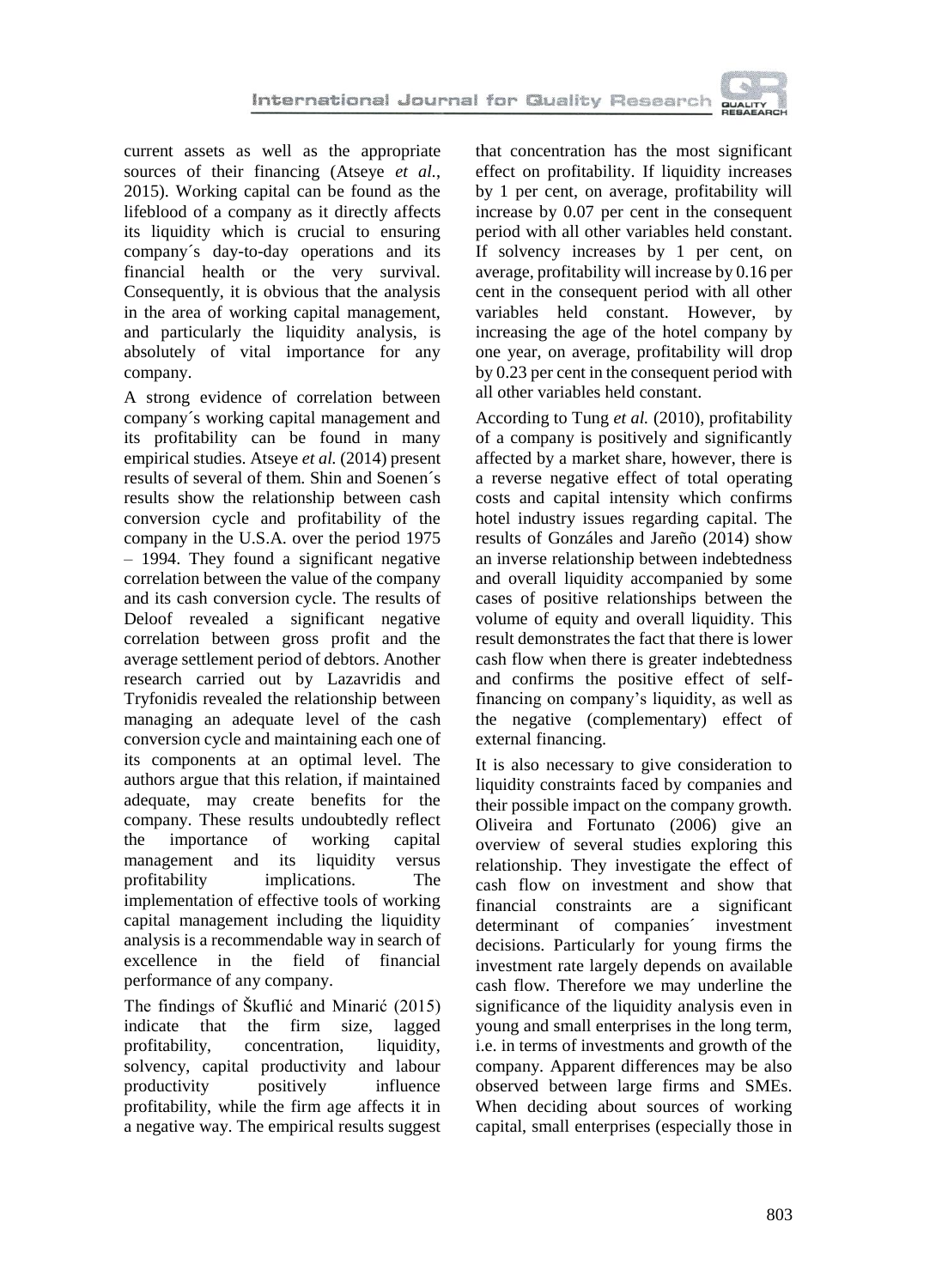current assets as well as the appropriate sources of their financing (Atseye *et al.*, 2015). Working capital can be found as the lifeblood of a company as it directly affects its liquidity which is crucial to ensuring company´s day-to-day operations and its financial health or the very survival. Consequently, it is obvious that the analysis in the area of working capital management, and particularly the liquidity analysis, is absolutely of vital importance for any company.

A strong evidence of correlation between company´s working capital management and its profitability can be found in many empirical studies. Atseye *et al.* (2014) present results of several of them. Shin and Soenen´s results show the relationship between cash conversion cycle and profitability of the company in the U.S.A. over the period 1975 – 1994. They found a significant negative correlation between the value of the company and its cash conversion cycle. The results of Deloof revealed a significant negative correlation between gross profit and the average settlement period of debtors. Another research carried out by Lazavridis and Tryfonidis revealed the relationship between managing an adequate level of the cash conversion cycle and maintaining each one of its components at an optimal level. The authors argue that this relation, if maintained adequate, may create benefits for the company. These results undoubtedly reflect the importance of working capital management and its liquidity versus profitability implications. The implementation of effective tools of working capital management including the liquidity analysis is a recommendable way in search of excellence in the field of financial performance of any company.

The findings of Škuflić and Minarić (2015) indicate that the firm size, lagged profitability, concentration, liquidity, solvency, capital productivity and labour productivity positively influence profitability, while the firm age affects it in a negative way. The empirical results suggest that concentration has the most significant effect on profitability. If liquidity increases by 1 per cent, on average, profitability will increase by 0.07 per cent in the consequent period with all other variables held constant. If solvency increases by 1 per cent, on average, profitability will increase by 0.16 per cent in the consequent period with all other variables held constant. However, by increasing the age of the hotel company by one year, on average, profitability will drop by 0.23 per cent in the consequent period with all other variables held constant.

According to Tung *et al.* (2010), profitability of a company is positively and significantly affected by a market share, however, there is a reverse negative effect of total operating costs and capital intensity which confirms hotel industry issues regarding capital. The results of Gonzáles and Jareño (2014) show an inverse relationship between indebtedness and overall liquidity accompanied by some cases of positive relationships between the volume of equity and overall liquidity. This result demonstrates the fact that there is lower cash flow when there is greater indebtedness and confirms the positive effect of self-financing on company's liquidity, as well as the negative (complementary) effect of external financing.

It is also necessary to give consideration to liquidity constraints faced by companies and their possible impact on the company growth. Oliveira and Fortunato (2006) give an overview of several studies exploring this relationship. They investigate the effect of cash flow on investment and show that financial constraints are a significant determinant of companies´ investment decisions. Particularly for young firms the investment rate largely depends on available cash flow. Therefore we may underline the significance of the liquidity analysis even in young and small enterprises in the long term, i.e. in terms of investments and growth of the company. Apparent differences may be also observed between large firms and SMEs. When deciding about sources of working capital, small enterprises (especially those in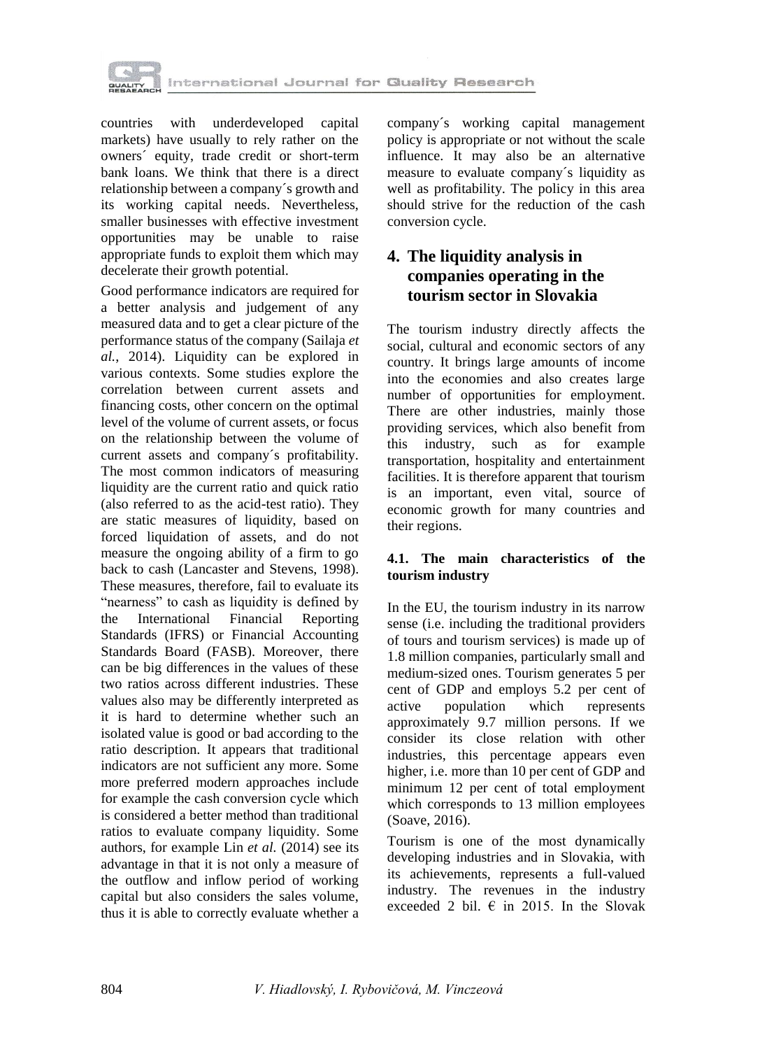countries with underdeveloped capital markets) have usually to rely rather on the owners´ equity, trade credit or short-term bank loans. We think that there is a direct relationship between a company´s growth and its working capital needs. Nevertheless, smaller businesses with effective investment opportunities may be unable to raise appropriate funds to exploit them which may decelerate their growth potential.

Good performance indicators are required for a better analysis and judgement of any measured data and to get a clear picture of the performance status of the company (Sailaja *et al.*, 2014). Liquidity can be explored in various contexts. Some studies explore the correlation between current assets and financing costs, other concern on the optimal level of the volume of current assets, or focus on the relationship between the volume of current assets and company´s profitability. The most common indicators of measuring liquidity are the current ratio and quick ratio (also referred to as the acid-test ratio). They are static measures of liquidity, based on forced liquidation of assets, and do not measure the ongoing ability of a firm to go back to cash (Lancaster and Stevens, 1998). These measures, therefore, fail to evaluate its "nearness" to cash as liquidity is defined by the International Financial Reporting Standards (IFRS) or Financial Accounting Standards Board (FASB). Moreover, there can be big differences in the values of these two ratios across different industries. These values also may be differently interpreted as it is hard to determine whether such an isolated value is good or bad according to the ratio description. It appears that traditional indicators are not sufficient any more. Some more preferred modern approaches include for example the cash conversion cycle which is considered a better method than traditional ratios to evaluate company liquidity. Some authors, for example Lin *et al.* (2014) see its advantage in that it is not only a measure of the outflow and inflow period of working capital but also considers the sales volume, thus it is able to correctly evaluate whether a company´s working capital management policy is appropriate or not without the scale influence. It may also be an alternative measure to evaluate company´s liquidity as well as profitability. The policy in this area should strive for the reduction of the cash conversion cycle.

## 4. The liquidity analysis in companies operating in the tourism sector in Slovakia

The tourism industry directly affects the social, cultural and economic sectors of any country. It brings large amounts of income into the economies and also creates large number of opportunities for employment. There are other industries, mainly those providing services, which also benefit from this industry, such as for example transportation, hospitality and entertainment facilities. It is therefore apparent that tourism is an important, even vital, source of economic growth for many countries and their regions.

### 4.1. The main characteristics of the tourism industry

In the EU, the tourism industry in its narrow sense (i.e. including the traditional providers of tours and tourism services) is made up of 1.8 million companies, particularly small and medium-sized ones. Tourism generates 5 per cent of GDP and employs 5.2 per cent of active population which represents approximately 9.7 million persons. If we consider its close relation with other industries, this percentage appears even higher, i.e. more than 10 per cent of GDP and minimum 12 per cent of total employment which corresponds to 13 million employees (Soave, 2016).

Tourism is one of the most dynamically developing industries and in Slovakia, with its achievements, represents a full-valued industry. The revenues in the industry exceeded 2 bil. € in 2015. In the Slovak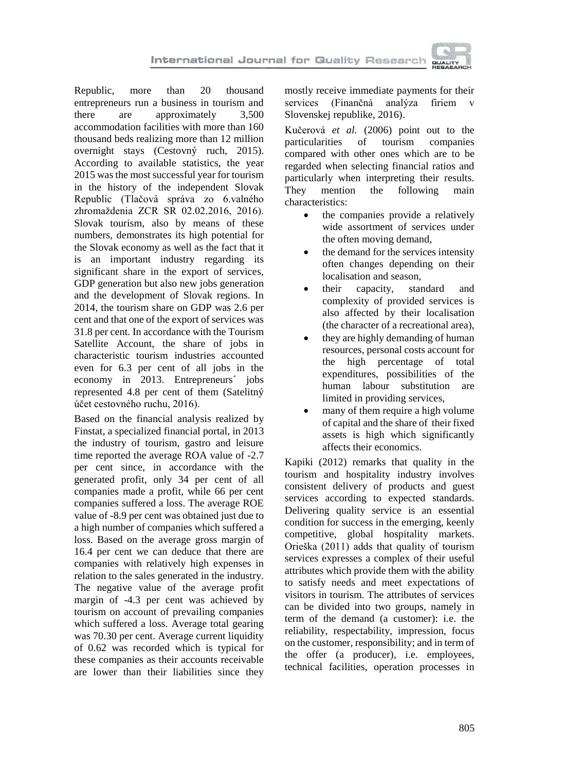Republic, more than 20 thousand entrepreneurs run a business in tourism and there are approximately 3,500 accommodation facilities with more than 160 thousand beds realizing more than 12 million overnight stays (Cestovný ruch, 2015). According to available statistics, the year 2015 was the most successful year for tourism in the history of the independent Slovak Republic (Tlačová správa zo 6.valného zhromaždenia ZCR SR 02.02.2016, 2016). Slovak tourism, also by means of these numbers, demonstrates its high potential for the Slovak economy as well as the fact that it is an important industry regarding its significant share in the export of services, GDP generation but also new jobs generation and the development of Slovak regions. In 2014, the tourism share on GDP was 2.6 per cent and that one of the export of services was 31.8 per cent. In accordance with the Tourism Satellite Account, the share of jobs in characteristic tourism industries accounted even for 6.3 per cent of all jobs in the economy in 2013. Entrepreneurs´ jobs represented 4.8 per cent of them (Satelitný účet cestovného ruchu, 2016).

Based on the financial analysis realized by Finstat, a specialized financial portal, in 2013 the industry of tourism, gastro and leisure time reported the average ROA value of -2.7 per cent since, in accordance with the generated profit, only 34 per cent of all companies made a profit, while 66 per cent companies suffered a loss. The average ROE value of -8.9 per cent was obtained just due to a high number of companies which suffered a loss. Based on the average gross margin of 16.4 per cent we can deduce that there are companies with relatively high expenses in relation to the sales generated in the industry. The negative value of the average profit margin of -4.3 per cent was achieved by tourism on account of prevailing companies which suffered a loss. Average total gearing was 70.30 per cent. Average current liquidity of 0.62 was recorded which is typical for these companies as their accounts receivable are lower than their liabilities since they mostly receive immediate payments for their services (Finančná analýza firiem v Slovenskej republike, 2016).

Kučerová *et al.* (2006) point out to the particularities of tourism companies compared with other ones which are to be regarded when selecting financial ratios and particularly when interpreting their results. They mention the following main characteristics:

- the companies provide a relatively wide assortment of services under the often moving demand,
- the demand for the services intensity often changes depending on their localisation and season,
- their capacity, standard and complexity of provided services is also affected by their localisation (the character of a recreational area),
- they are highly demanding of human resources, personal costs account for the high percentage of total expenditures, possibilities of the human labour substitution are limited in providing services,
- many of them require a high volume of capital and the share of their fixed assets is high which significantly affects their economics.

Kapiki (2012) remarks that quality in the tourism and hospitality industry involves consistent delivery of products and guest services according to expected standards. Delivering quality service is an essential condition for success in the emerging, keenly competitive, global hospitality markets. Orieška (2011) adds that quality of tourism services expresses a complex of their useful attributes which provide them with the ability to satisfy needs and meet expectations of visitors in tourism. The attributes of services can be divided into two groups, namely in term of the demand (a customer): i.e. the reliability, respectability, impression, focus on the customer, responsibility; and in term of the offer (a producer), i.e. employees, technical facilities, operation processes in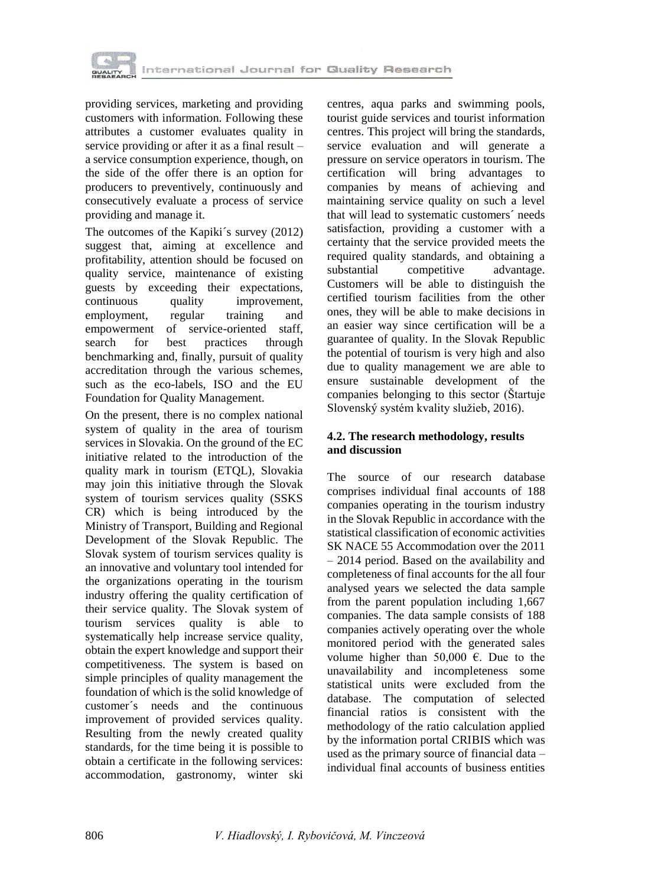providing services, marketing and providing customers with information. Following these attributes a customer evaluates quality in service providing or after it as a final result – a service consumption experience, though, on the side of the offer there is an option for producers to preventively, continuously and consecutively evaluate a process of service providing and manage it.

The outcomes of the Kapiki´s survey (2012) suggest that, aiming at excellence and profitability, attention should be focused on quality service, maintenance of existing guests by exceeding their expectations, continuous quality improvement, employment, regular training and empowerment of service-oriented staff, search for best practices through benchmarking and, finally, pursuit of quality accreditation through the various schemes, such as the eco-labels, ISO and the EU Foundation for Quality Management.

On the present, there is no complex national system of quality in the area of tourism services in Slovakia. On the ground of the EC initiative related to the introduction of the quality mark in tourism (ETQL), Slovakia may join this initiative through the Slovak system of tourism services quality (SSKS CR) which is being introduced by the Ministry of Transport, Building and Regional Development of the Slovak Republic. The Slovak system of tourism services quality is an innovative and voluntary tool intended for the organizations operating in the tourism industry offering the quality certification of their service quality. The Slovak system of tourism services quality is able to systematically help increase service quality, obtain the expert knowledge and support their competitiveness. The system is based on simple principles of quality management the foundation of which is the solid knowledge of customer´s needs and the continuous improvement of provided services quality. Resulting from the newly created quality standards, for the time being it is possible to obtain a certificate in the following services: accommodation, gastronomy, winter ski centres, aqua parks and swimming pools, tourist guide services and tourist information centres. This project will bring the standards, service evaluation and will generate a pressure on service operators in tourism. The certification will bring advantages to companies by means of achieving and maintaining service quality on such a level that will lead to systematic customers´ needs satisfaction, providing a customer with a certainty that the service provided meets the required quality standards, and obtaining a substantial competitive advantage. Customers will be able to distinguish the certified tourism facilities from the other ones, they will be able to make decisions in an easier way since certification will be a guarantee of quality. In the Slovak Republic the potential of tourism is very high and also due to quality management we are able to ensure sustainable development of the companies belonging to this sector (Štartuje Slovenský systém kvality služieb, 2016).

### 4.2. The research methodology, results and discussion

The source of our research database comprises individual final accounts of 188 companies operating in the tourism industry in the Slovak Republic in accordance with the statistical classification of economic activities SK NACE 55 Accommodation over the 2011 – 2014 period. Based on the availability and completeness of final accounts for the all four analysed years we selected the data sample from the parent population including 1,667 companies. The data sample consists of 188 companies actively operating over the whole monitored period with the generated sales volume higher than 50,000 €. Due to the unavailability and incompleteness some statistical units were excluded from the database. The computation of selected financial ratios is consistent with the methodology of the ratio calculation applied by the information portal CRIBIS which was used as the primary source of financial data – individual final accounts of business entities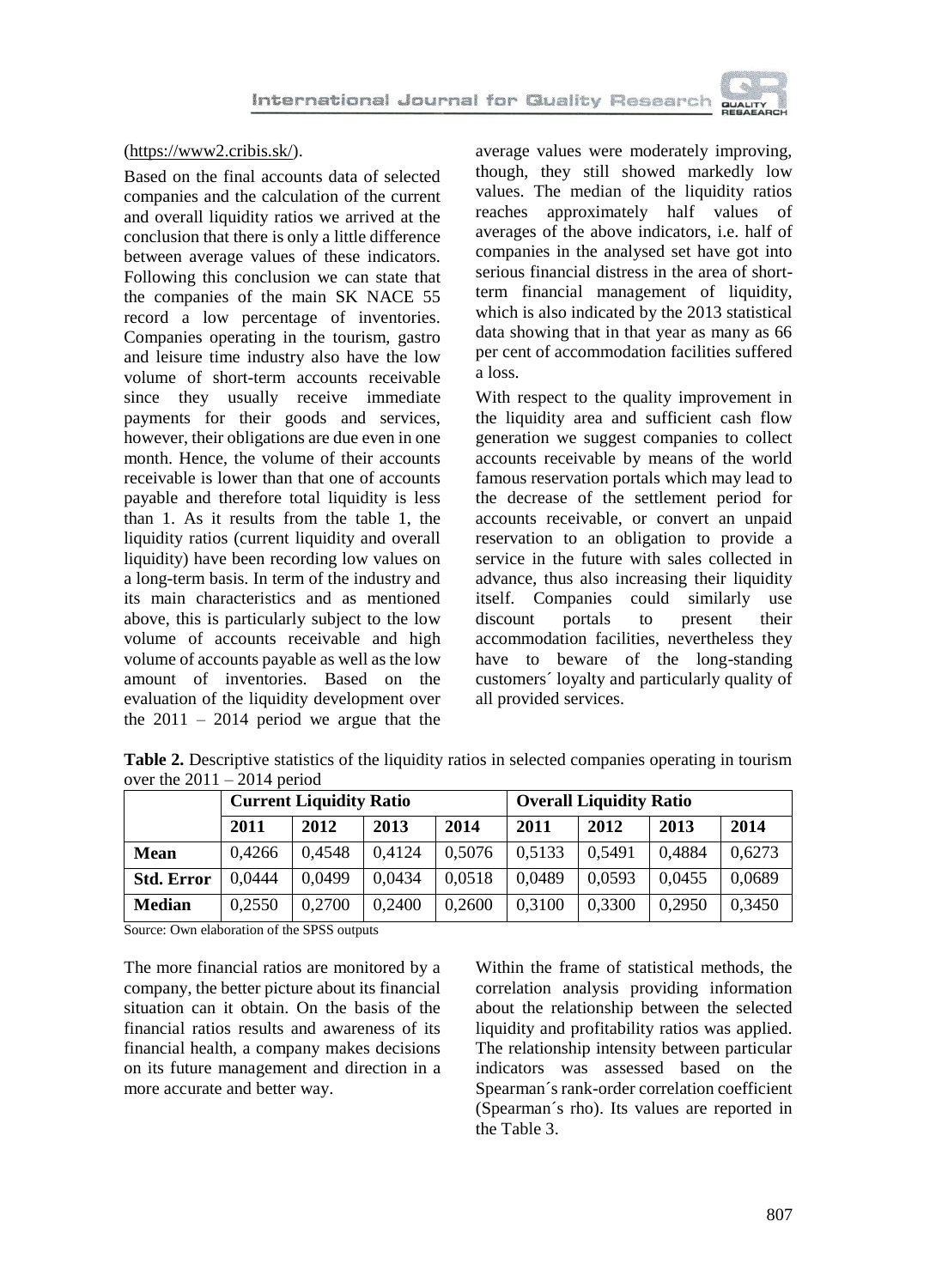(https://www2.cribis.sk/).

Based on the final accounts data of selected companies and the calculation of the current and overall liquidity ratios we arrived at the conclusion that there is only a little difference between average values of these indicators. Following this conclusion we can state that the companies of the main SK NACE 55 record a low percentage of inventories. Companies operating in the tourism, gastro and leisure time industry also have the low volume of short-term accounts receivable since they usually receive immediate payments for their goods and services, however, their obligations are due even in one month. Hence, the volume of their accounts receivable is lower than that one of accounts payable and therefore total liquidity is less than 1. As it results from the table 1, the liquidity ratios (current liquidity and overall liquidity) have been recording low values on a long-term basis. In term of the industry and its main characteristics and as mentioned above, this is particularly subject to the low volume of accounts receivable and high volume of accounts payable as well as the low amount of inventories. Based on the evaluation of the liquidity development over the 2011 – 2014 period we argue that the average values were moderately improving, though, they still showed markedly low values. The median of the liquidity ratios reaches approximately half values of averages of the above indicators, i.e. half of companies in the analysed set have got into serious financial distress in the area of short-term financial management of liquidity, which is also indicated by the 2013 statistical data showing that in that year as many as 66 per cent of accommodation facilities suffered a loss.

With respect to the quality improvement in the liquidity area and sufficient cash flow generation we suggest companies to collect accounts receivable by means of the world famous reservation portals which may lead to the decrease of the settlement period for accounts receivable, or convert an unpaid reservation to an obligation to provide a service in the future with sales collected in advance, thus also increasing their liquidity itself. Companies could similarly use discount portals to present their accommodation facilities, nevertheless they have to beware of the long-standing customers´ loyalty and particularly quality of all provided services.

**Table 2.** Descriptive statistics of the liquidity ratios in selected companies operating in tourism over the 2011 – 2014 period

| | **Current Liquidity Ratio** | | | | **Overall Liquidity Ratio** | | | |
|---|---|---|---|---|---|---|---|---|
| | **2011** | **2012** | **2013** | **2014** | **2011** | **2012** | **2013** | **2014** |
| **Mean** | 0,4266 | 0,4548 | 0,4124 | 0,5076 | 0,5133 | 0,5491 | 0,4884 | 0,6273 |
| **Std. Error** | 0,0444 | 0,0499 | 0,0434 | 0,0518 | 0,0489 | 0,0593 | 0,0455 | 0,0689 |
| **Median** | 0,2550 | 0,2700 | 0,2400 | 0,2600 | 0,3100 | 0,3300 | 0,2950 | 0,3450 |

Source: Own elaboration of the SPSS outputs

The more financial ratios are monitored by a company, the better picture about its financial situation can it obtain. On the basis of the financial ratios results and awareness of its financial health, a company makes decisions on its future management and direction in a more accurate and better way.

Within the frame of statistical methods, the correlation analysis providing information about the relationship between the selected liquidity and profitability ratios was applied. The relationship intensity between particular indicators was assessed based on the Spearman´s rank-order correlation coefficient (Spearman´s rho). Its values are reported in the Table 3.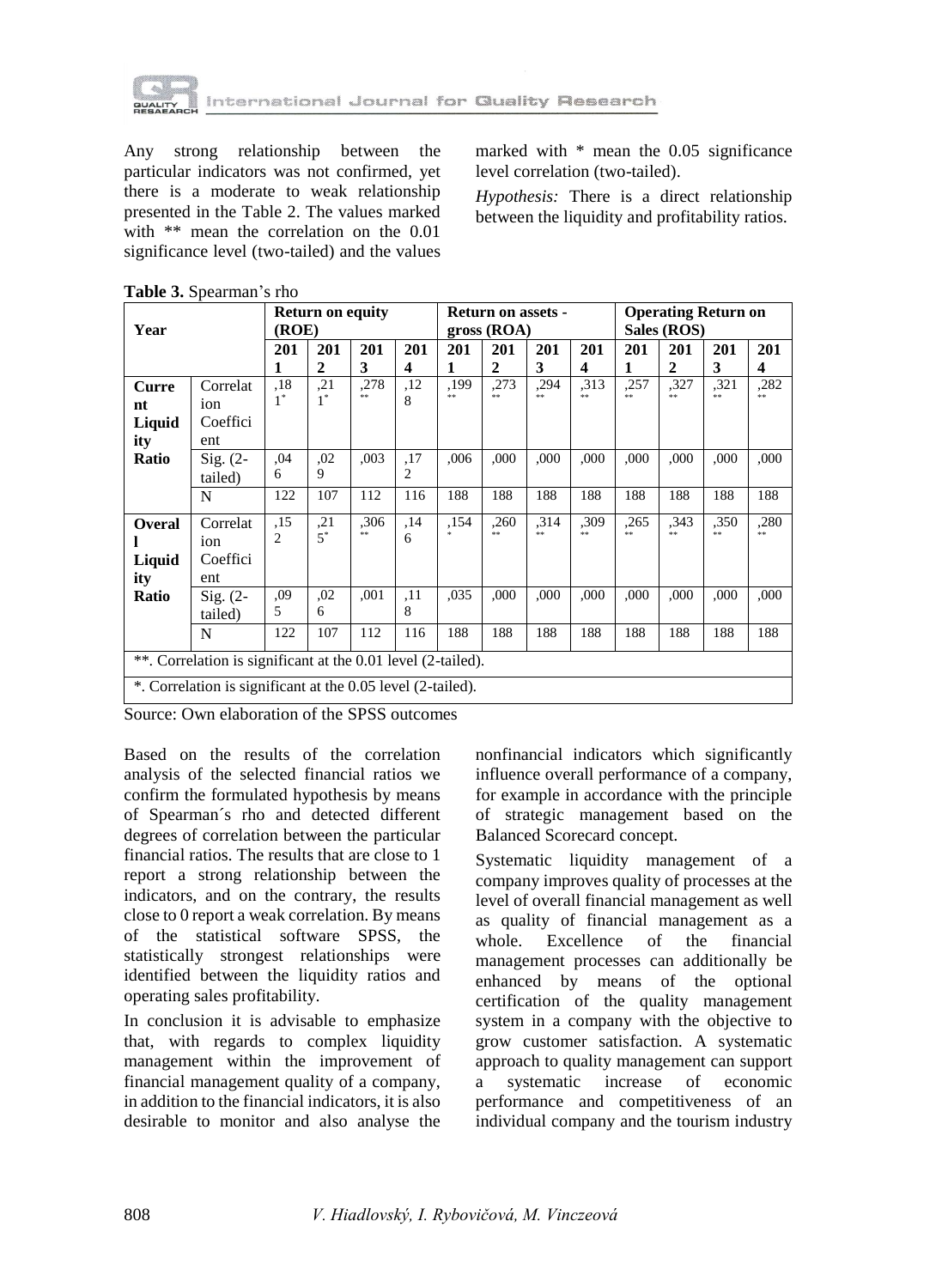Any strong relationship between the particular indicators was not confirmed, yet there is a moderate to weak relationship presented in the Table 2. The values marked with ** mean the correlation on the 0.01 significance level (two-tailed) and the values marked with * mean the 0.05 significance level correlation (two-tailed).

*Hypothesis:* There is a direct relationship between the liquidity and profitability ratios.

**Table 3.** Spearman's rho

| Year | | Return on equity (ROE) | | | | Return on assets - gross (ROA) | | | | Operating Return on Sales (ROS) | | | |
|---|---|---|---|---|---|---|---|---|---|---|---|---|---|
| | | 2011 | 2012 | 2013 | 2014 | 2011 | 2012 | 2013 | 2014 | 2011 | 2012 | 2013 | 2014 |
| **Current Liquidity Ratio** | Correlation Coefficient | ,181* | ,211* | ,278** | ,128 | ,199** | ,273** | ,294** | ,313** | ,257** | ,327** | ,321** | ,282** |
| | Sig. (2-tailed) | ,046 | ,029 | ,003 | ,172 | ,006 | ,000 | ,000 | ,000 | ,000 | ,000 | ,000 | ,000 |
| | N | 122 | 107 | 112 | 116 | 188 | 188 | 188 | 188 | 188 | 188 | 188 | 188 |
| **Overall Liquidity Ratio** | Correlation Coefficient | ,152 | ,215* | ,306** | ,146 | ,154* | ,260** | ,314** | ,309** | ,265** | ,343** | ,350** | ,280** |
| | Sig. (2-tailed) | ,095 | ,026 | ,001 | ,118 | ,035 | ,000 | ,000 | ,000 | ,000 | ,000 | ,000 | ,000 |
| | N | 122 | 107 | 112 | 116 | 188 | 188 | 188 | 188 | 188 | 188 | 188 | 188 |
| **. Correlation is significant at the 0.01 level (2-tailed). | | | | | | | | | | | | | |
| *. Correlation is significant at the 0.05 level (2-tailed). | | | | | | | | | | | | | |

Source: Own elaboration of the SPSS outcomes

Based on the results of the correlation analysis of the selected financial ratios we confirm the formulated hypothesis by means of Spearman´s rho and detected different degrees of correlation between the particular financial ratios. The results that are close to 1 report a strong relationship between the indicators, and on the contrary, the results close to 0 report a weak correlation. By means of the statistical software SPSS, the statistically strongest relationships were identified between the liquidity ratios and operating sales profitability.

In conclusion it is advisable to emphasize that, with regards to complex liquidity management within the improvement of financial management quality of a company, in addition to the financial indicators, it is also desirable to monitor and also analyse the nonfinancial indicators which significantly influence overall performance of a company, for example in accordance with the principle of strategic management based on the Balanced Scorecard concept.

Systematic liquidity management of a company improves quality of processes at the level of overall financial management as well as quality of financial management as a whole. Excellence of the financial management processes can additionally be enhanced by means of the optional certification of the quality management system in a company with the objective to grow customer satisfaction. A systematic approach to quality management can support a systematic increase of economic performance and competitiveness of an individual company and the tourism industry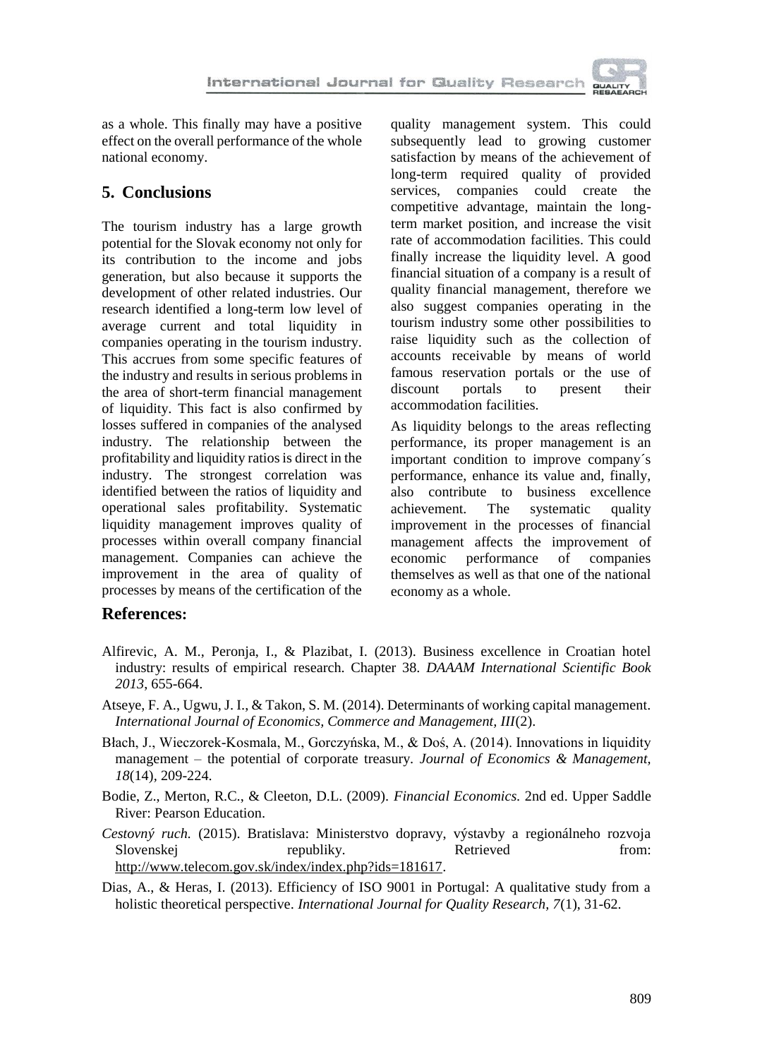as a whole. This finally may have a positive effect on the overall performance of the whole national economy.

## 5. Conclusions

The tourism industry has a large growth potential for the Slovak economy not only for its contribution to the income and jobs generation, but also because it supports the development of other related industries. Our research identified a long-term low level of average current and total liquidity in companies operating in the tourism industry. This accrues from some specific features of the industry and results in serious problems in the area of short-term financial management of liquidity. This fact is also confirmed by losses suffered in companies of the analysed industry. The relationship between the profitability and liquidity ratios is direct in the industry. The strongest correlation was identified between the ratios of liquidity and operational sales profitability. Systematic liquidity management improves quality of processes within overall company financial management. Companies can achieve the improvement in the area of quality of processes by means of the certification of the quality management system. This could subsequently lead to growing customer satisfaction by means of the achievement of long-term required quality of provided services, companies could create the competitive advantage, maintain the long-term market position, and increase the visit rate of accommodation facilities. This could finally increase the liquidity level. A good financial situation of a company is a result of quality financial management, therefore we also suggest companies operating in the tourism industry some other possibilities to raise liquidity such as the collection of accounts receivable by means of world famous reservation portals or the use of discount portals to present their accommodation facilities.

As liquidity belongs to the areas reflecting performance, its proper management is an important condition to improve company´s performance, enhance its value and, finally, also contribute to business excellence achievement. The systematic quality improvement in the processes of financial management affects the improvement of economic performance of companies themselves as well as that one of the national economy as a whole.

## References:

Alfirevic, A. M., Peronja, I., & Plazibat, I. (2013). Business excellence in Croatian hotel industry: results of empirical research. Chapter 38. *DAAAM International Scientific Book 2013*, 655-664.

Atseye, F. A., Ugwu, J. I., & Takon, S. M. (2014). Determinants of working capital management. *International Journal of Economics, Commerce and Management, III*(2).

Błach, J., Wieczorek-Kosmala, M., Gorczyńska, M., & Doś, A. (2014). Innovations in liquidity management – the potential of corporate treasury. *Journal of Economics & Management, 18*(14), 209-224.

Bodie, Z., Merton, R.C., & Cleeton, D.L. (2009). *Financial Economics.* 2nd ed. Upper Saddle River: Pearson Education.

*Cestovný ruch.* (2015). Bratislava: Ministerstvo dopravy, výstavby a regionálneho rozvoja Slovenskej republiky. Retrieved from: http://www.telecom.gov.sk/index/index.php?ids=181617.

Dias, A., & Heras, I. (2013). Efficiency of ISO 9001 in Portugal: A qualitative study from a holistic theoretical perspective. *International Journal for Quality Research, 7*(1), 31-62.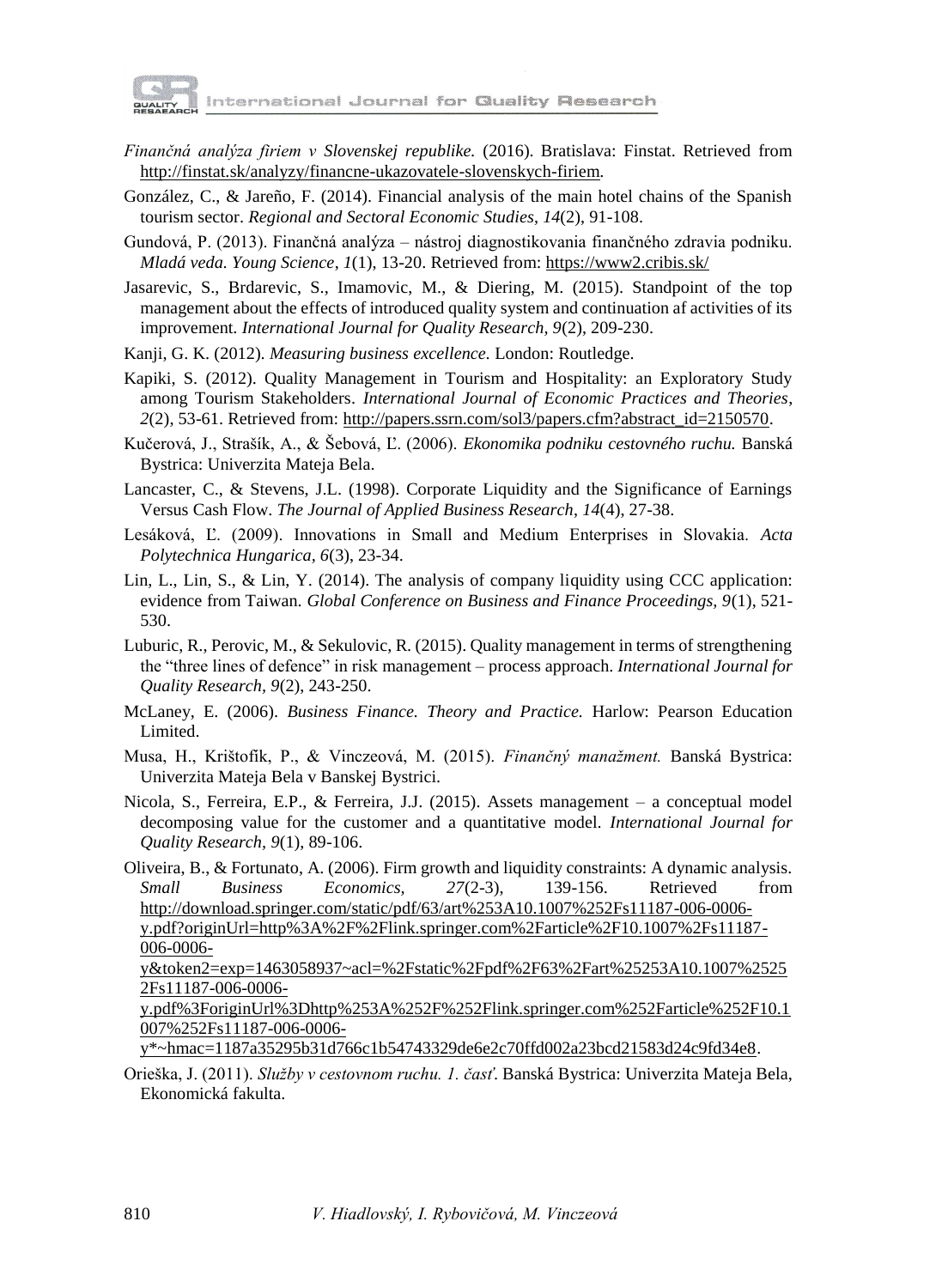*Finančná analýza firiem v Slovenskej republike.* (2016). Bratislava: Finstat. Retrieved from http://finstat.sk/analyzy/financne-ukazovatele-slovenskych-firiem.

González, C., & Jareño, F. (2014). Financial analysis of the main hotel chains of the Spanish tourism sector. *Regional and Sectoral Economic Studies*, *14*(2), 91-108.

Gundová, P. (2013). Finančná analýza – nástroj diagnostikovania finančného zdravia podniku. *Mladá veda. Young Science*, *1*(1), 13-20. Retrieved from: https://www2.cribis.sk/

Jasarevic, S., Brdarevic, S., Imamovic, M., & Diering, M. (2015). Standpoint of the top management about the effects of introduced quality system and continuation af activities of its improvement. *International Journal for Quality Research, 9*(2), 209-230.

Kanji, G. K. (2012). *Measuring business excellence.* London: Routledge.

Kapiki, S. (2012). Quality Management in Tourism and Hospitality: an Exploratory Study among Tourism Stakeholders. *International Journal of Economic Practices and Theories*, *2*(2), 53-61. Retrieved from: http://papers.ssrn.com/sol3/papers.cfm?abstract_id=2150570.

Kučerová, J., Strašík, A., & Šebová, Ľ. (2006). *Ekonomika podniku cestovného ruchu.* Banská Bystrica: Univerzita Mateja Bela.

Lancaster, C., & Stevens, J.L. (1998). Corporate Liquidity and the Significance of Earnings Versus Cash Flow. *The Journal of Applied Business Research*, *14*(4), 27-38.

Lesáková, Ľ. (2009). Innovations in Small and Medium Enterprises in Slovakia. *Acta Polytechnica Hungarica, 6*(3), 23-34.

Lin, L., Lin, S., & Lin, Y. (2014). The analysis of company liquidity using CCC application: evidence from Taiwan. *Global Conference on Business and Finance Proceedings, 9*(1), 521-530.

Luburic, R., Perovic, M., & Sekulovic, R. (2015). Quality management in terms of strengthening the "three lines of defence" in risk management – process approach. *International Journal for Quality Research, 9*(2), 243-250.

McLaney, E. (2006). *Business Finance. Theory and Practice.* Harlow: Pearson Education Limited.

Musa, H., Krištofík, P., & Vinczeová, M. (2015). *Finančný manažment.* Banská Bystrica: Univerzita Mateja Bela v Banskej Bystrici.

Nicola, S., Ferreira, E.P., & Ferreira, J.J. (2015). Assets management – a conceptual model decomposing value for the customer and a quantitative model. *International Journal for Quality Research, 9*(1), 89-106.

Oliveira, B., & Fortunato, A. (2006). Firm growth and liquidity constraints: A dynamic analysis. *Small Business Economics, 27*(2-3), 139-156. Retrieved from http://download.springer.com/static/pdf/63/art%253A10.1007%252Fs11187-006-0006-y.pdf?originUrl=http%3A%2F%2Flink.springer.com%2Farticle%2F10.1007%2Fs11187-006-0006-y&token2=exp=1463058937~acl=%2Fstatic%2Fpdf%2F63%2Fart%25253A10.1007%25252Fs11187-006-0006-y.pdf%3ForiginUrl%3Dhttp%253A%252F%252Flink.springer.com%252Farticle%252F10.1007%252Fs11187-006-0006-y*~hmac=1187a35295b31d766c1b54743329de6e2c70ffd002a23bcd21583d24c9fd34e8.

Orieška, J. (2011). *Služby v cestovnom ruchu. 1. časť*. Banská Bystrica: Univerzita Mateja Bela, Ekonomická fakulta.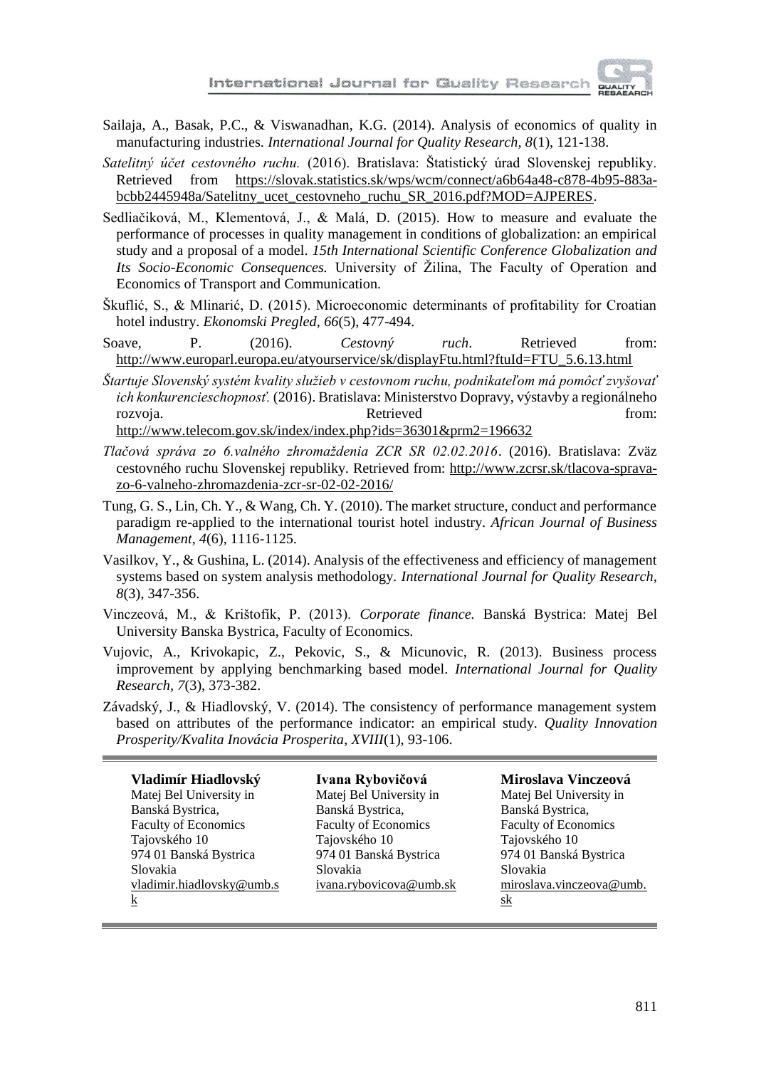Sailaja, A., Basak, P.C., & Viswanadhan, K.G. (2014). Analysis of economics of quality in manufacturing industries. *International Journal for Quality Research*, *8*(1), 121-138.

*Satelitný účet cestovného ruchu.* (2016). Bratislava: Štatistický úrad Slovenskej republiky. Retrieved from https://slovak.statistics.sk/wps/wcm/connect/a6b64a48-c878-4b95-883a-bcbb2445948a/Satelitny_ucet_cestovneho_ruchu_SR_2016.pdf?MOD=AJPERES.

Sedliačiková, M., Klementová, J., & Malá, D. (2015). How to measure and evaluate the performance of processes in quality management in conditions of globalization: an empirical study and a proposal of a model. *15th International Scientific Conference Globalization and Its Socio-Economic Consequences.* University of Žilina, The Faculty of Operation and Economics of Transport and Communication.

Škuflić, S., & Mlinarić, D. (2015). Microeconomic determinants of profitability for Croatian hotel industry. *Ekonomski Pregled*, *66*(5), 477-494.

Soave, P. (2016). *Cestovný ruch*. Retrieved from: http://www.europarl.europa.eu/atyourservice/sk/displayFtu.html?ftuId=FTU_5.6.13.html

*Štartuje Slovenský systém kvality služieb v cestovnom ruchu, podnikateľom má pomôcť zvyšovať ich konkurencieschopnosť.* (2016). Bratislava: Ministerstvo Dopravy, výstavby a regionálneho rozvoja. Retrieved from: http://www.telecom.gov.sk/index/index.php?ids=36301&prm2=196632

*Tlačová správa zo 6.valného zhromaždenia ZCR SR 02.02.2016*. (2016). Bratislava: Zväz cestovného ruchu Slovenskej republiky. Retrieved from: http://www.zcrsr.sk/tlacova-sprava-zo-6-valneho-zhromazdenia-zcr-sr-02-02-2016/

Tung, G. S., Lin, Ch. Y., & Wang, Ch. Y. (2010). The market structure, conduct and performance paradigm re-applied to the international tourist hotel industry. *African Journal of Business Management*, *4*(6), 1116-1125.

Vasilkov, Y., & Gushina, L. (2014). Analysis of the effectiveness and efficiency of management systems based on system analysis methodology. *International Journal for Quality Research*, *8*(3), 347-356.

Vinczeová, M., & Krištofík, P. (2013). *Corporate finance.* Banská Bystrica: Matej Bel University Banska Bystrica, Faculty of Economics.

Vujovic, A., Krivokapic, Z., Pekovic, S., & Micunovic, R. (2013). Business process improvement by applying benchmarking based model. *International Journal for Quality Research*, *7*(3), 373-382.

Závadský, J., & Hiadlovský, V. (2014). The consistency of performance management system based on attributes of the performance indicator: an empirical study. *Quality Innovation Prosperity/Kvalita Inovácia Prosperita*, *XVIII*(1), 93-106.

---

**Vladimír Hiadlovský**
Matej Bel University in Banská Bystrica,
Faculty of Economics
Tajovského 10
974 01 Banská Bystrica
Slovakia
vladimir.hiadlovsky@umb.sk

**Ivana Rybovičová**
Matej Bel University in Banská Bystrica,
Faculty of Economics
Tajovského 10
974 01 Banská Bystrica
Slovakia
ivana.rybovicova@umb.sk

**Miroslava Vinczeová**
Matej Bel University in Banská Bystrica,
Faculty of Economics
Tajovského 10
974 01 Banská Bystrica
Slovakia
miroslava.vinczeova@umb.sk